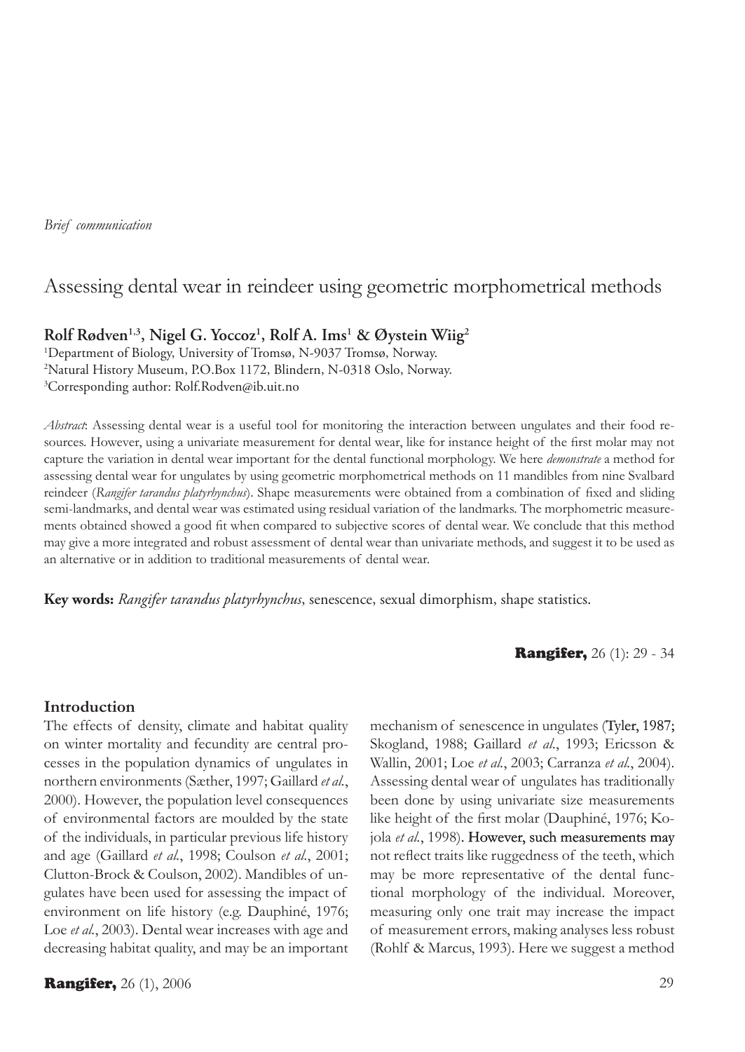*Brief communication*

# Assessing dental wear in reindeer using geometric morphometrical methods

**Rolf Rødven[1,3], Nigel G. Yoccoz[1], Rolf A. Ims[1] & Øystein Wiig[2]**

[1]Department of Biology, University of Tromsø, N-9037 Tromsø, Norway.
[2]Natural History Museum, P.O.Box 1172, Blindern, N-0318 Oslo, Norway.
[3]Corresponding author: Rolf.Rodven@ib.uit.no

*Abstract*: Assessing dental wear is a useful tool for monitoring the interaction between ungulates and their food resources. However, using a univariate measurement for dental wear, like for instance height of the first molar may not capture the variation in dental wear important for the dental functional morphology. We here *demonstrate* a method for assessing dental wear for ungulates by using geometric morphometrical methods on 11 mandibles from nine Svalbard reindeer (*Rangifer tarandus platyrhynchus*). Shape measurements were obtained from a combination of fixed and sliding semi-landmarks, and dental wear was estimated using residual variation of the landmarks. The morphometric measurements obtained showed a good fit when compared to subjective scores of dental wear. We conclude that this method may give a more integrated and robust assessment of dental wear than univariate methods, and suggest it to be used as an alternative or in addition to traditional measurements of dental wear.

**Key words:** *Rangifer tarandus platyrhynchus*, senescence, sexual dimorphism, shape statistics.

## Introduction

The effects of density, climate and habitat quality on winter mortality and fecundity are central processes in the population dynamics of ungulates in northern environments (Sæther, 1997; Gaillard *et al.*, 2000). However, the population level consequences of environmental factors are moulded by the state of the individuals, in particular previous life history and age (Gaillard *et al.*, 1998; Coulson *et al.*, 2001; Clutton-Brock & Coulson, 2002). Mandibles of ungulates have been used for assessing the impact of environment on life history (e.g. Dauphiné, 1976; Loe *et al.*, 2003). Dental wear increases with age and decreasing habitat quality, and may be an important mechanism of senescence in ungulates (Tyler, 1987; Skogland, 1988; Gaillard *et al.*, 1993; Ericsson & Wallin, 2001; Loe *et al.*, 2003; Carranza *et al.*, 2004). Assessing dental wear of ungulates has traditionally been done by using univariate size measurements like height of the first molar (Dauphiné, 1976; Kojola *et al.*, 1998). However, such measurements may not reflect traits like ruggedness of the teeth, which may be more representative of the dental functional morphology of the individual. Moreover, measuring only one trait may increase the impact of measurement errors, making analyses less robust (Rohlf & Marcus, 1993). Here we suggest a method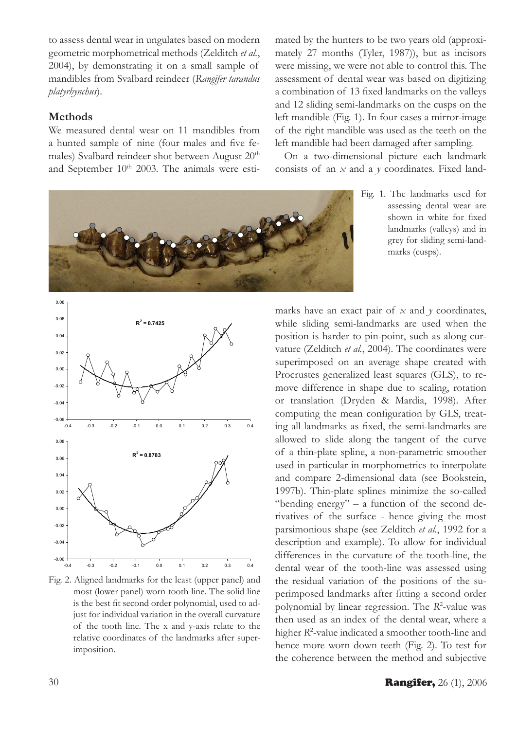to assess dental wear in ungulates based on modern geometric morphometrical methods (Zelditch *et al.*, 2004), by demonstrating it on a small sample of mandibles from Svalbard reindeer (*Rangifer tarandus platyrhynchus*).

## Methods

We measured dental wear on 11 mandibles from a hunted sample of nine (four males and five females) Svalbard reindeer shot between August 20th and September 10th 2003. The animals were estimated by the hunters to be two years old (approximately 27 months (Tyler, 1987)), but as incisors were missing, we were not able to control this. The assessment of dental wear was based on digitizing a combination of 13 fixed landmarks on the valleys and 12 sliding semi-landmarks on the cusps on the left mandible (Fig. 1). In four cases a mirror-image of the right mandible was used as the teeth on the left mandible had been damaged after sampling.

On a two-dimensional picture each landmark consists of an $x$ and a $y$ coordinates. Fixed landmarks have an exact pair of $x$ and $y$ coordinates, while sliding semi-landmarks are used when the position is harder to pin-point, such as along curvature (Zelditch *et al.*, 2004). The coordinates were superimposed on an average shape created with Procrustes generalized least squares (GLS), to remove difference in shape due to scaling, rotation or translation (Dryden & Mardia, 1998). After computing the mean configuration by GLS, treating all landmarks as fixed, the semi-landmarks are allowed to slide along the tangent of the curve of a thin-plate spline, a non-parametric smoother used in particular in morphometrics to interpolate and compare 2-dimensional data (see Bookstein, 1997b). Thin-plate splines minimize the so-called "bending energy" – a function of the second derivatives of the surface - hence giving the most parsimonious shape (see Zelditch *et al.*, 1992 for a description and example). To allow for individual differences in the curvature of the tooth-line, the dental wear of the tooth-line was assessed using the residual variation of the positions of the superimposed landmarks after fitting a second order polynomial by linear regression. The $R^2$-value was then used as an index of the dental wear, where a higher $R^2$-value indicated a smoother tooth-line and hence more worn down teeth (Fig. 2). To test for the coherence between the method and subjective

Fig. 1. The landmarks used for assessing dental wear are shown in white for fixed landmarks (valleys) and in grey for sliding semi-landmarks (cusps).

Fig. 2. Aligned landmarks for the least (upper panel) and most (lower panel) worn tooth line. The solid line is the best fit second order polynomial, used to adjust for individual variation in the overall curvature of the tooth line. The x and y-axis relate to the relative coordinates of the landmarks after superimposition.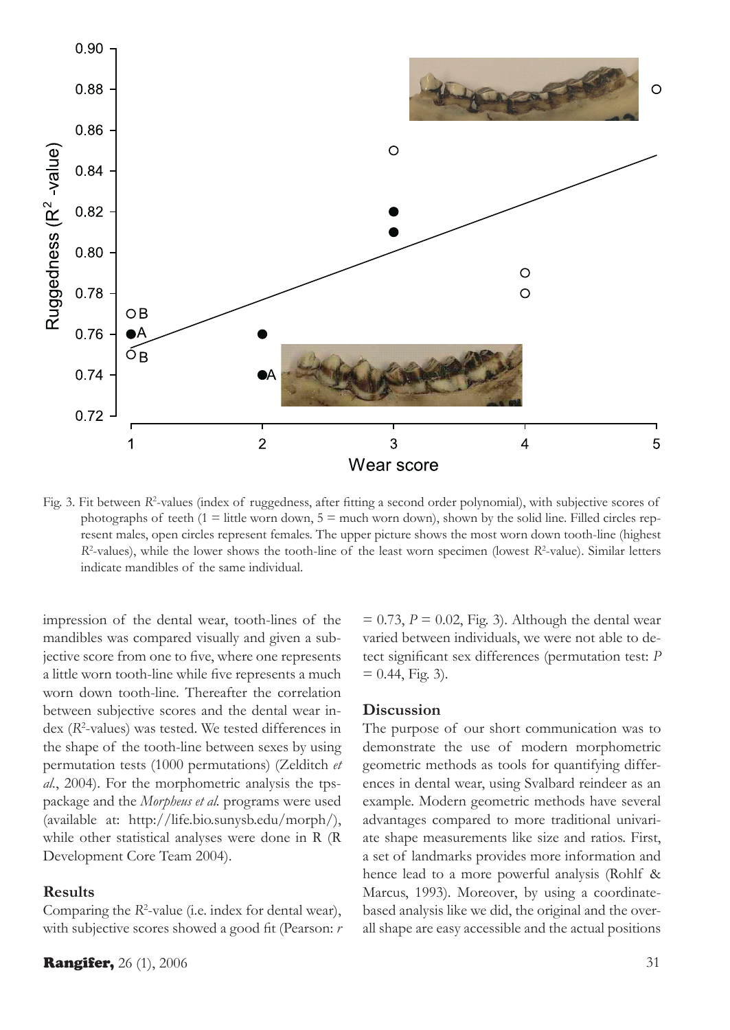Fig. 3. Fit between $R^2$-values (index of ruggedness, after fitting a second order polynomial), with subjective scores of photographs of teeth (1 = little worn down, 5 = much worn down), shown by the solid line. Filled circles represent males, open circles represent females. The upper picture shows the most worn down tooth-line (highest $R^2$-values), while the lower shows the tooth-line of the least worn specimen (lowest $R^2$-value). Similar letters indicate mandibles of the same individual.

impression of the dental wear, tooth-lines of the mandibles was compared visually and given a subjective score from one to five, where one represents a little worn tooth-line while five represents a much worn down tooth-line. Thereafter the correlation between subjective scores and the dental wear index ($R^2$-values) was tested. We tested differences in the shape of the tooth-line between sexes by using permutation tests (1000 permutations) (Zelditch *et al.*, 2004). For the morphometric analysis the tps-package and the *Morpheus et al.* programs were used (available at: http://life.bio.sunysb.edu/morph/), while other statistical analyses were done in R (R Development Core Team 2004).

## Results

Comparing the $R^2$-value (i.e. index for dental wear), with subjective scores showed a good fit (Pearson: $r = 0.73$, $P = 0.02$, Fig. 3). Although the dental wear varied between individuals, we were not able to detect significant sex differences (permutation test: $P = 0.44$, Fig. 3).

## Discussion

The purpose of our short communication was to demonstrate the use of modern morphometric geometric methods as tools for quantifying differences in dental wear, using Svalbard reindeer as an example. Modern geometric methods have several advantages compared to more traditional univariate shape measurements like size and ratios. First, a set of landmarks provides more information and hence lead to a more powerful analysis (Rohlf & Marcus, 1993). Moreover, by using a coordinate-based analysis like we did, the original and the overall shape are easy accessible and the actual positions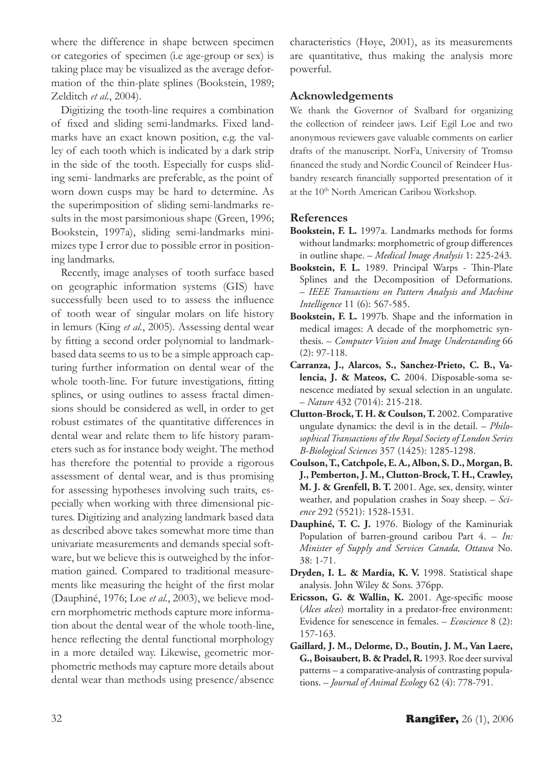where the difference in shape between specimen or categories of specimen (i.e age-group or sex) is taking place may be visualized as the average deformation of the thin-plate splines (Bookstein, 1989; Zelditch *et al.*, 2004).

Digitizing the tooth-line requires a combination of fixed and sliding semi-landmarks. Fixed landmarks have an exact known position, e.g. the valley of each tooth which is indicated by a dark strip in the side of the tooth. Especially for cusps sliding semi- landmarks are preferable, as the point of worn down cusps may be hard to determine. As the superimposition of sliding semi-landmarks results in the most parsimonious shape (Green, 1996; Bookstein, 1997a), sliding semi-landmarks minimizes type I error due to possible error in positioning landmarks.

Recently, image analyses of tooth surface based on geographic information systems (GIS) have successfully been used to to assess the influence of tooth wear of singular molars on life history in lemurs (King *et al.*, 2005). Assessing dental wear by fitting a second order polynomial to landmark-based data seems to us to be a simple approach capturing further information on dental wear of the whole tooth-line. For future investigations, fitting splines, or using outlines to assess fractal dimensions should be considered as well, in order to get robust estimates of the quantitative differences in dental wear and relate them to life history parameters such as for instance body weight. The method has therefore the potential to provide a rigorous assessment of dental wear, and is thus promising for assessing hypotheses involving such traits, especially when working with three dimensional pictures. Digitizing and analyzing landmark based data as described above takes somewhat more time than univariate measurements and demands special software, but we believe this is outweighed by the information gained. Compared to traditional measurements like measuring the height of the first molar (Dauphiné, 1976; Loe *et al.*, 2003), we believe modern morphometric methods capture more information about the dental wear of the whole tooth-line, hence reflecting the dental functional morphology in a more detailed way. Likewise, geometric morphometric methods may capture more details about dental wear than methods using presence/absence characteristics (Høye, 2001), as its measurements are quantitative, thus making the analysis more powerful.

## Acknowledgements

We thank the Governor of Svalbard for organizing the collection of reindeer jaws. Leif Egil Loe and two anonymous reviewers gave valuable comments on earlier drafts of the manuscript. NorFa, University of Tromsø financed the study and Nordic Council of Reindeer Husbandry research financially supported presentation of it at the 10th North American Caribou Workshop.

## References

**Bookstein, F. L.** 1997a. Landmarks methods for forms without landmarks: morphometric of group differences in outline shape. – *Medical Image Analysis* 1: 225-243.

**Bookstein, F. L.** 1989. Principal Warps - Thin-Plate Splines and the Decomposition of Deformations. – *IEEE Transactions on Pattern Analysis and Machine Intelligence* 11 (6): 567-585.

**Bookstein, F. L.** 1997b. Shape and the information in medical images: A decade of the morphometric synthesis. – *Computer Vision and Image Understanding* 66 (2): 97-118.

**Carranza, J., Alarcos, S., Sanchez-Prieto, C. B., Valencia, J. & Mateos, C.** 2004. Disposable-soma senescence mediated by sexual selection in an ungulate. – *Nature* 432 (7014): 215-218.

**Clutton-Brock, T. H. & Coulson, T.** 2002. Comparative ungulate dynamics: the devil is in the detail. – *Philosophical Transactions of the Royal Society of London Series B-Biological Sciences* 357 (1425): 1285-1298.

**Coulson, T., Catchpole, E. A., Albon, S. D., Morgan, B. J., Pemberton, J. M., Clutton-Brock, T. H., Crawley, M. J. & Grenfell, B. T.** 2001. Age, sex, density, winter weather, and population crashes in Soay sheep. – *Science* 292 (5521): 1528-1531.

**Dauphiné, T. C. J.** 1976. Biology of the Kaminuriak Population of barren-ground caribou Part 4. – *In: Minister of Supply and Services Canada, Ottawa* No. 38: 1-71.

**Dryden, I. L. & Mardia, K. V.** 1998. Statistical shape analysis. John Wiley & Sons. 376pp.

**Ericsson, G. & Wallin, K.** 2001. Age-specific moose (*Alces alces*) mortality in a predator-free environment: Evidence for senescence in females. – *Ecoscience* 8 (2): 157-163.

**Gaillard, J. M., Delorme, D., Boutin, J. M., Van Laere, G., Boisaubert, B. & Pradel, R.** 1993. Roe deer survival patterns – a comparative-analysis of contrasting populations. – *Journal of Animal Ecology* 62 (4): 778-791.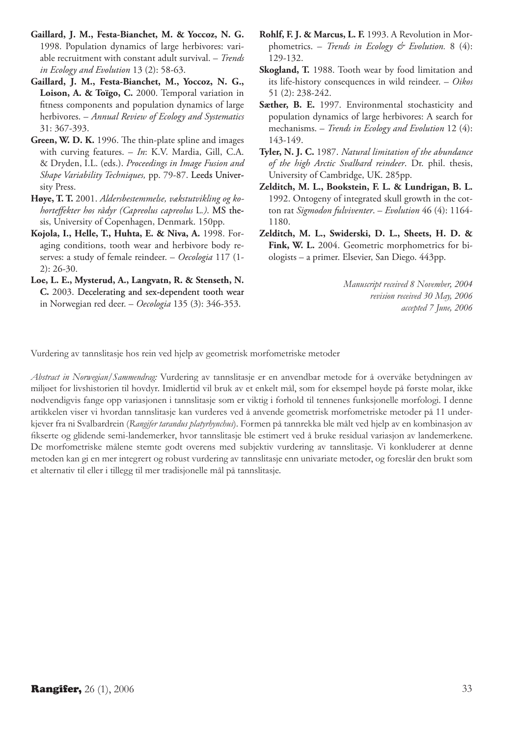**Gaillard, J. M., Festa-Bianchet, M. & Yoccoz, N. G.** 1998. Population dynamics of large herbivores: variable recruitment with constant adult survival. – *Trends in Ecology and Evolution* 13 (2): 58-63.

**Gaillard, J. M., Festa-Bianchet, M., Yoccoz, N. G., Loison, A. & Toïgo, C.** 2000. Temporal variation in fitness components and population dynamics of large herbivores. – *Annual Review of Ecology and Systematics* 31: 367-393.

**Green, W. D. K.** 1996. The thin-plate spline and images with curving features. – *In*: K.V. Mardia, Gill, C.A. & Dryden, I.L. (eds.). *Proceedings in Image Fusion and Shape Variability Techniques,* pp. 79-87. Leeds University Press.

**Høye, T. T.** 2001. *Aldersbestemmelse, vækstutvikling og kohorteffekter hos rådyr (Capreolus capreolus* L*.)*. MS thesis, University of Copenhagen, Denmark. 150pp.

**Kojola, I., Helle, T., Huhta, E. & Niva, A.** 1998. Foraging conditions, tooth wear and herbivore body reserves: a study of female reindeer. – *Oecologia* 117 (1-2): 26-30.

**Loe, L. E., Mysterud, A., Langvatn, R. & Stenseth, N. C.** 2003. Decelerating and sex-dependent tooth wear in Norwegian red deer. – *Oecologia* 135 (3): 346-353.

**Rohlf, F. J. & Marcus, L. F.** 1993. A Revolution in Morphometrics. – *Trends in Ecology & Evolution.* 8 (4): 129-132.

**Skogland, T.** 1988. Tooth wear by food limitation and its life-history consequences in wild reindeer. – *Oikos* 51 (2): 238-242.

**Sæther, B. E.** 1997. Environmental stochasticity and population dynamics of large herbivores: A search for mechanisms. – *Trends in Ecology and Evolution* 12 (4): 143-149.

**Tyler, N. J. C.** 1987. *Natural limitation of the abundance of the high Arctic Svalbard reindeer*. Dr. phil. thesis, University of Cambridge, UK. 285pp.

**Zelditch, M. L., Bookstein, F. L. & Lundrigan, B. L.** 1992. Ontogeny of integrated skull growth in the cotton rat *Sigmodon fulviventer*. – *Evolution* 46 (4): 1164-1180.

**Zelditch, M. L., Swiderski, D. L., Sheets, H. D. & Fink, W. L.** 2004. Geometric morphometrics for biologists – a primer. Elsevier, San Diego. 443pp.

*Manuscript received 8 November, 2004*
*revision received 30 May, 2006*
*accepted 7 June, 2006*

Vurdering av tannslitasje hos rein ved hjelp av geometrisk morfometriske metoder

*Abstract in Norwegian/Sammendrag:* Vurdering av tannslitasje er en anvendbar metode for å overvåke betydningen av miljøet for livshistorien til hovdyr. Imidlertid vil bruk av et enkelt mål, som for eksempel høyde på første molar, ikke nødvendigvis fange opp variasjonen i tannslitasje som er viktig i forhold til tennenes funksjonelle morfologi. I denne artikkelen viser vi hvordan tannslitasje kan vurderes ved å anvende geometrisk morfometriske metoder på 11 underkjever fra ni Svalbardrein (*Rangifer tarandus platyrhynchus*). Formen på tannrekka ble målt ved hjelp av en kombinasjon av fikserte og glidende semi-landemerker, hvor tannslitasje ble estimert ved å bruke residual variasjon av landemerkene. De morfometriske målene stemte godt overens med subjektiv vurdering av tannslitasje. Vi konkluderer at denne metoden kan gi en mer integrert og robust vurdering av tannslitasje enn univariate metoder, og foreslår den brukt som et alternativ til eller i tillegg til mer tradisjonelle mål på tannslitasje.